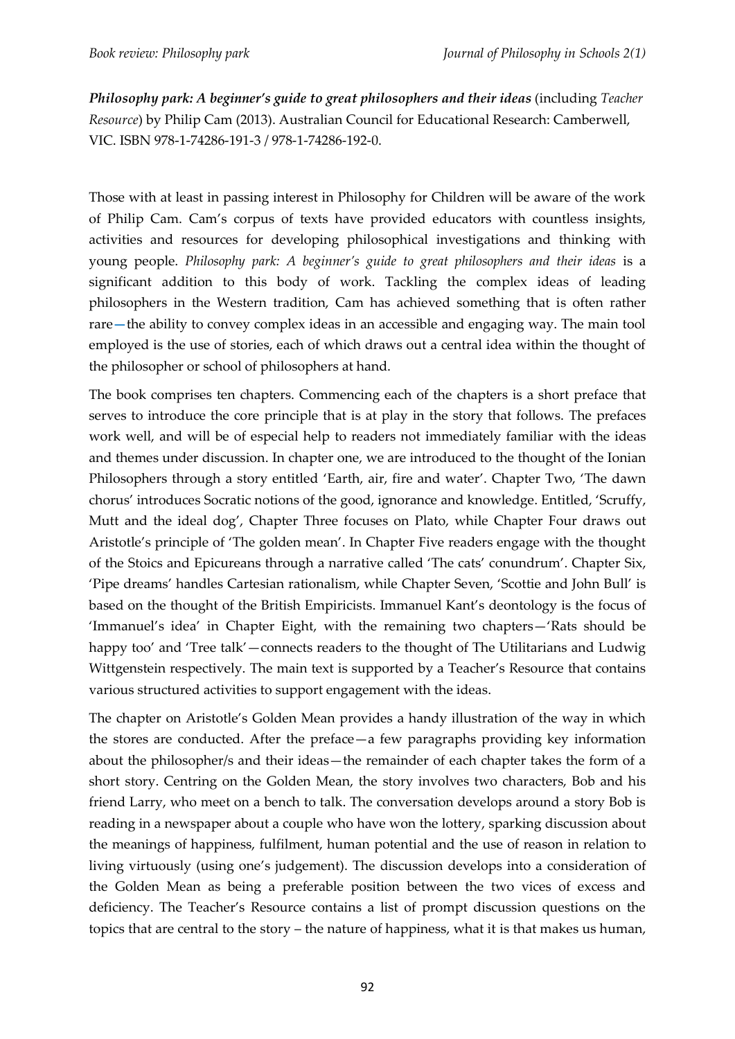***Philosophy park: A beginner's guide to great philosophers and their ideas*** (including *Teacher Resource*) by Philip Cam (2013). Australian Council for Educational Research: Camberwell, VIC. ISBN 978-1-74286-191-3 / 978-1-74286-192-0.

Those with at least in passing interest in Philosophy for Children will be aware of the work of Philip Cam. Cam's corpus of texts have provided educators with countless insights, activities and resources for developing philosophical investigations and thinking with young people. *Philosophy park: A beginner's guide to great philosophers and their ideas* is a significant addition to this body of work. Tackling the complex ideas of leading philosophers in the Western tradition, Cam has achieved something that is often rather rare—the ability to convey complex ideas in an accessible and engaging way. The main tool employed is the use of stories, each of which draws out a central idea within the thought of the philosopher or school of philosophers at hand.

The book comprises ten chapters. Commencing each of the chapters is a short preface that serves to introduce the core principle that is at play in the story that follows. The prefaces work well, and will be of especial help to readers not immediately familiar with the ideas and themes under discussion. In chapter one, we are introduced to the thought of the Ionian Philosophers through a story entitled 'Earth, air, fire and water'. Chapter Two, 'The dawn chorus' introduces Socratic notions of the good, ignorance and knowledge. Entitled, 'Scruffy, Mutt and the ideal dog', Chapter Three focuses on Plato, while Chapter Four draws out Aristotle's principle of 'The golden mean'. In Chapter Five readers engage with the thought of the Stoics and Epicureans through a narrative called 'The cats' conundrum'. Chapter Six, 'Pipe dreams' handles Cartesian rationalism, while Chapter Seven, 'Scottie and John Bull' is based on the thought of the British Empiricists. Immanuel Kant's deontology is the focus of 'Immanuel's idea' in Chapter Eight, with the remaining two chapters—'Rats should be happy too' and 'Tree talk'—connects readers to the thought of The Utilitarians and Ludwig Wittgenstein respectively. The main text is supported by a Teacher's Resource that contains various structured activities to support engagement with the ideas.

The chapter on Aristotle's Golden Mean provides a handy illustration of the way in which the stores are conducted. After the preface—a few paragraphs providing key information about the philosopher/s and their ideas—the remainder of each chapter takes the form of a short story. Centring on the Golden Mean, the story involves two characters, Bob and his friend Larry, who meet on a bench to talk. The conversation develops around a story Bob is reading in a newspaper about a couple who have won the lottery, sparking discussion about the meanings of happiness, fulfilment, human potential and the use of reason in relation to living virtuously (using one's judgement). The discussion develops into a consideration of the Golden Mean as being a preferable position between the two vices of excess and deficiency. The Teacher's Resource contains a list of prompt discussion questions on the topics that are central to the story – the nature of happiness, what it is that makes us human,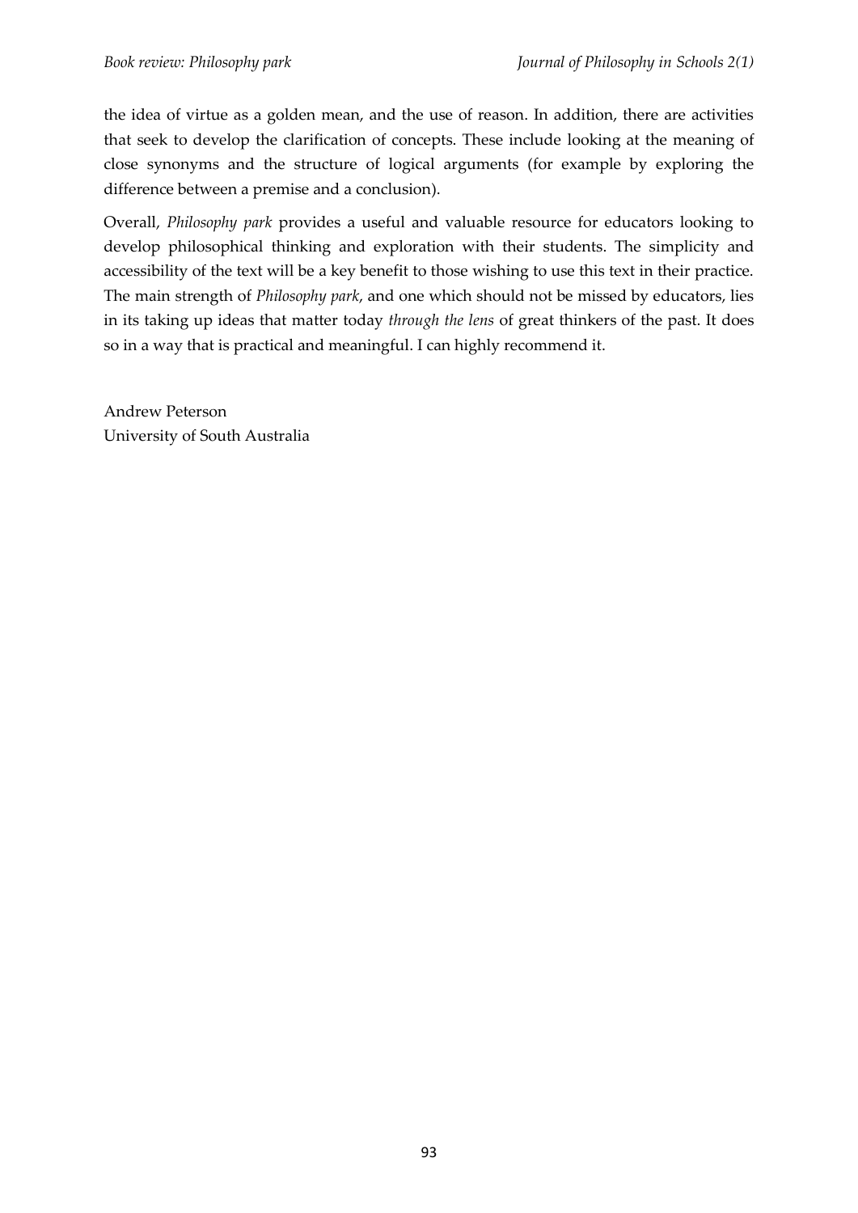the idea of virtue as a golden mean, and the use of reason. In addition, there are activities that seek to develop the clarification of concepts. These include looking at the meaning of close synonyms and the structure of logical arguments (for example by exploring the difference between a premise and a conclusion).

Overall, *Philosophy park* provides a useful and valuable resource for educators looking to develop philosophical thinking and exploration with their students. The simplicity and accessibility of the text will be a key benefit to those wishing to use this text in their practice. The main strength of *Philosophy park*, and one which should not be missed by educators, lies in its taking up ideas that matter today *through the lens* of great thinkers of the past. It does so in a way that is practical and meaningful. I can highly recommend it.

Andrew Peterson
University of South Australia